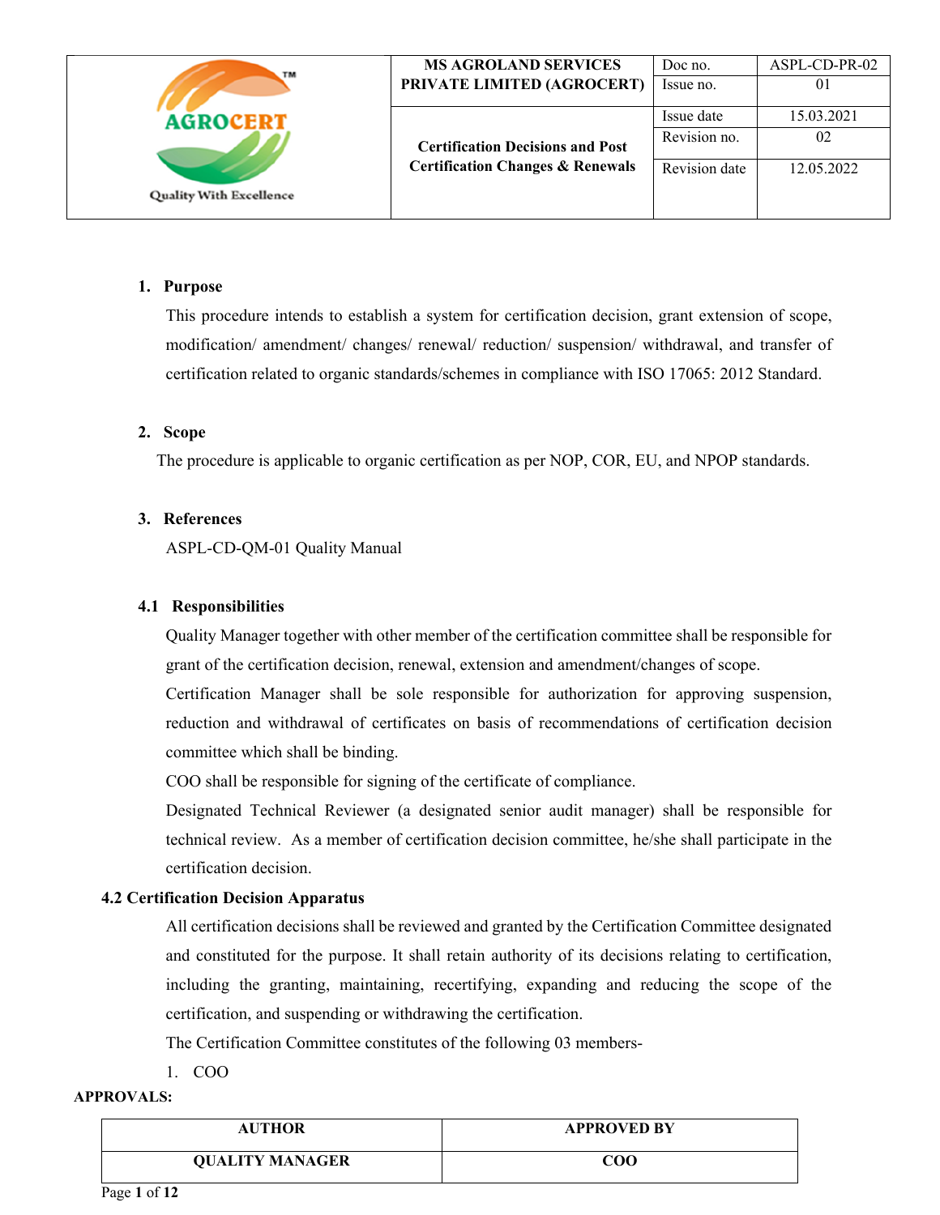| AGROCERT Quality With Excellence | MS AGROLAND SERVICES PRIVATE LIMITED (AGROCERT) | Doc no. | ASPL-CD-PR-02 |
|---|---|---|---|
| | | Issue no. | 01 |
| | Certification Decisions and Post Certification Changes & Renewals | Issue date | 15.03.2021 |
| | | Revision no. | 02 |
| | | Revision date | 12.05.2022 |

## 1. Purpose

This procedure intends to establish a system for certification decision, grant extension of scope, modification/ amendment/ changes/ renewal/ reduction/ suspension/ withdrawal, and transfer of certification related to organic standards/schemes in compliance with ISO 17065: 2012 Standard.

## 2. Scope

The procedure is applicable to organic certification as per NOP, COR, EU, and NPOP standards.

## 3. References

ASPL-CD-QM-01 Quality Manual

### 4.1 Responsibilities

Quality Manager together with other member of the certification committee shall be responsible for grant of the certification decision, renewal, extension and amendment/changes of scope.

Certification Manager shall be sole responsible for authorization for approving suspension, reduction and withdrawal of certificates on basis of recommendations of certification decision committee which shall be binding.

COO shall be responsible for signing of the certificate of compliance.

Designated Technical Reviewer (a designated senior audit manager) shall be responsible for technical review. As a member of certification decision committee, he/she shall participate in the certification decision.

### 4.2 Certification Decision Apparatus

All certification decisions shall be reviewed and granted by the Certification Committee designated and constituted for the purpose. It shall retain authority of its decisions relating to certification, including the granting, maintaining, recertifying, expanding and reducing the scope of the certification, and suspending or withdrawing the certification.

The Certification Committee constitutes of the following 03 members-

1. COO

**APPROVALS:**

| AUTHOR | APPROVED BY |
|---|---|
| QUALITY MANAGER | COO |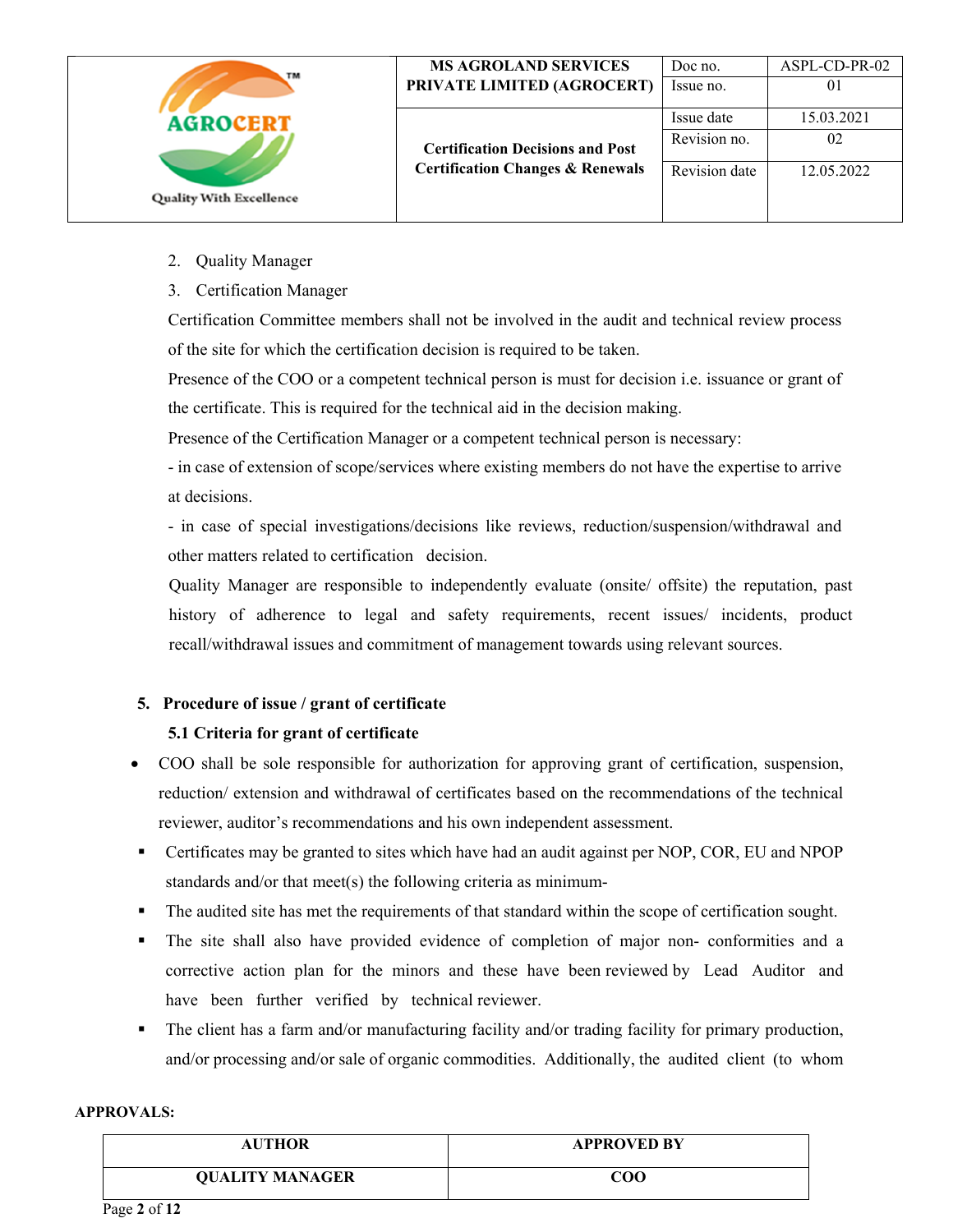2. Quality Manager
3. Certification Manager

Certification Committee members shall not be involved in the audit and technical review process of the site for which the certification decision is required to be taken.

Presence of the COO or a competent technical person is must for decision i.e. issuance or grant of the certificate. This is required for the technical aid in the decision making.

Presence of the Certification Manager or a competent technical person is necessary:

- in case of extension of scope/services where existing members do not have the expertise to arrive at decisions.
- in case of special investigations/decisions like reviews, reduction/suspension/withdrawal and other matters related to certification decision.

Quality Manager are responsible to independently evaluate (onsite/ offsite) the reputation, past history of adherence to legal and safety requirements, recent issues/ incidents, product recall/withdrawal issues and commitment of management towards using relevant sources.

## 5. Procedure of issue / grant of certificate

### 5.1 Criteria for grant of certificate

- COO shall be sole responsible for authorization for approving grant of certification, suspension, reduction/ extension and withdrawal of certificates based on the recommendations of the technical reviewer, auditor's recommendations and his own independent assessment.
- Certificates may be granted to sites which have had an audit against per NOP, COR, EU and NPOP standards and/or that meet(s) the following criteria as minimum-
- The audited site has met the requirements of that standard within the scope of certification sought.
- The site shall also have provided evidence of completion of major non- conformities and a corrective action plan for the minors and these have been reviewed by Lead Auditor and have been further verified by technical reviewer.
- The client has a farm and/or manufacturing facility and/or trading facility for primary production, and/or processing and/or sale of organic commodities. Additionally, the audited client (to whom

**APPROVALS:**

| AUTHOR | APPROVED BY |
|---|---|
| QUALITY MANAGER | COO |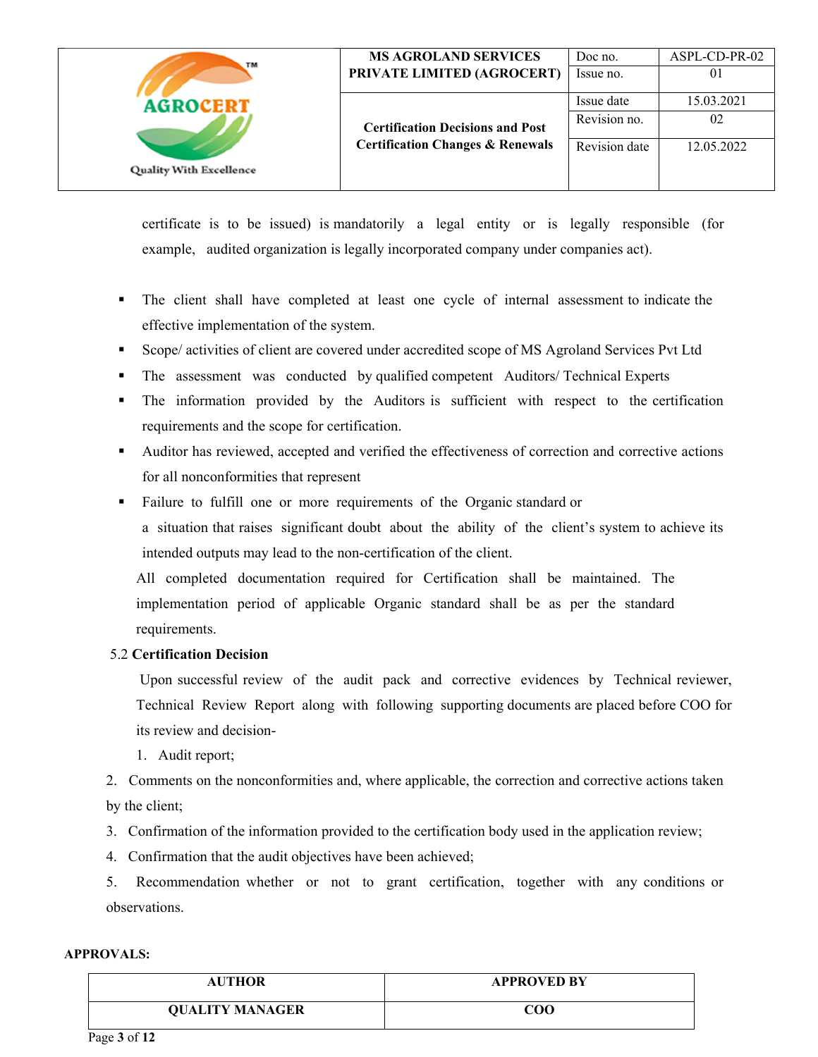certificate is to be issued) is mandatorily a legal entity or is legally responsible (for example, audited organization is legally incorporated company under companies act).

- The client shall have completed at least one cycle of internal assessment to indicate the effective implementation of the system.
- Scope/ activities of client are covered under accredited scope of MS Agroland Services Pvt Ltd
- The assessment was conducted by qualified competent Auditors/ Technical Experts
- The information provided by the Auditors is sufficient with respect to the certification requirements and the scope for certification.
- Auditor has reviewed, accepted and verified the effectiveness of correction and corrective actions for all nonconformities that represent
- Failure to fulfill one or more requirements of the Organic standard or a situation that raises significant doubt about the ability of the client's system to achieve its intended outputs may lead to the non-certification of the client.

All completed documentation required for Certification shall be maintained. The implementation period of applicable Organic standard shall be as per the standard requirements.

5.2 **Certification Decision**

Upon successful review of the audit pack and corrective evidences by Technical reviewer, Technical Review Report along with following supporting documents are placed before COO for its review and decision-

1. Audit report;
2. Comments on the nonconformities and, where applicable, the correction and corrective actions taken by the client;
3. Confirmation of the information provided to the certification body used in the application review;
4. Confirmation that the audit objectives have been achieved;
5. Recommendation whether or not to grant certification, together with any conditions or observations.

**APPROVALS:**

| AUTHOR | APPROVED BY |
|---|---|
| QUALITY MANAGER | COO |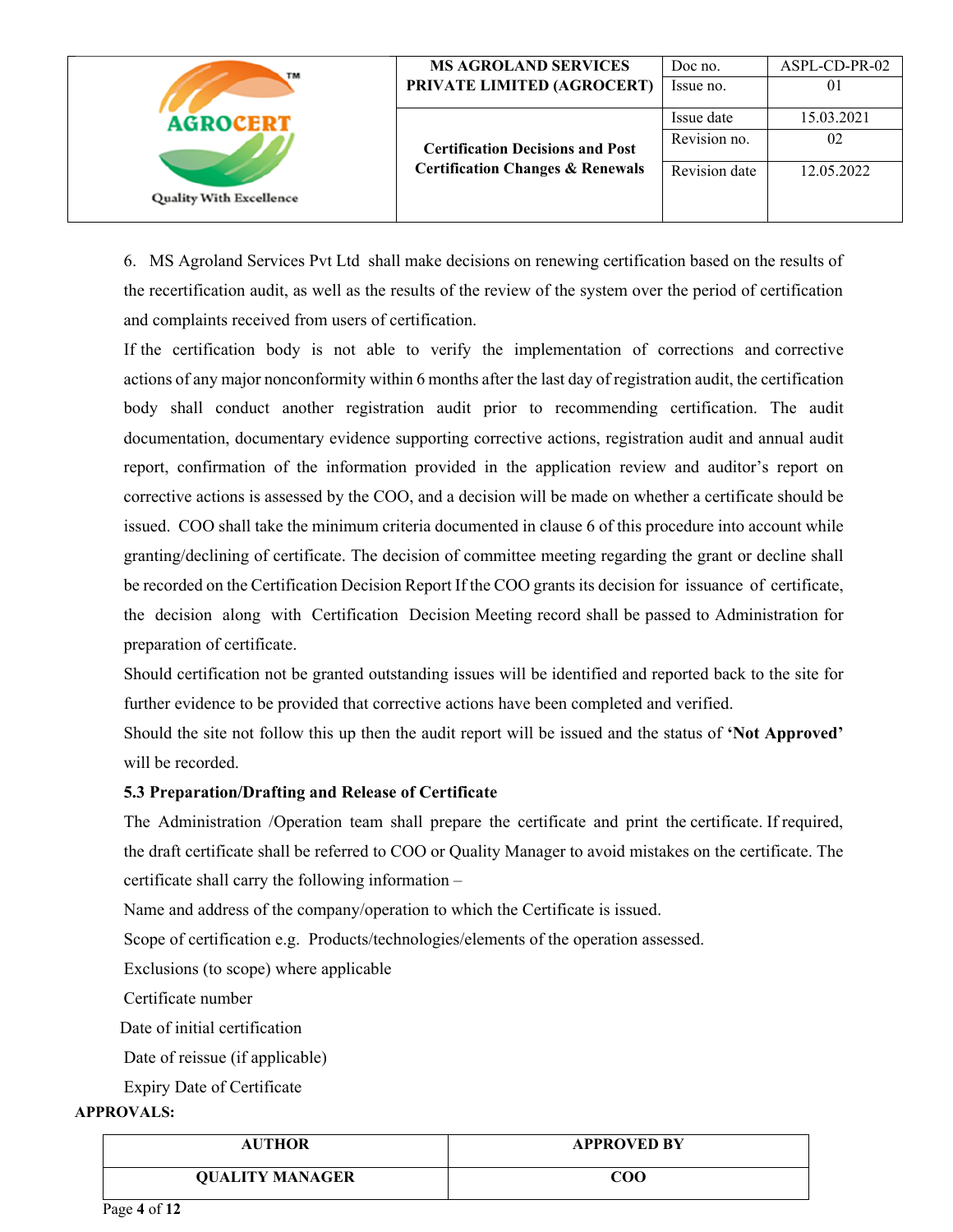6. MS Agroland Services Pvt Ltd shall make decisions on renewing certification based on the results of the recertification audit, as well as the results of the review of the system over the period of certification and complaints received from users of certification.

If the certification body is not able to verify the implementation of corrections and corrective actions of any major nonconformity within 6 months after the last day of registration audit, the certification body shall conduct another registration audit prior to recommending certification. The audit documentation, documentary evidence supporting corrective actions, registration audit and annual audit report, confirmation of the information provided in the application review and auditor's report on corrective actions is assessed by the COO, and a decision will be made on whether a certificate should be issued. COO shall take the minimum criteria documented in clause 6 of this procedure into account while granting/declining of certificate. The decision of committee meeting regarding the grant or decline shall be recorded on the Certification Decision Report If the COO grants its decision for issuance of certificate, the decision along with Certification Decision Meeting record shall be passed to Administration for preparation of certificate.

Should certification not be granted outstanding issues will be identified and reported back to the site for further evidence to be provided that corrective actions have been completed and verified.

Should the site not follow this up then the audit report will be issued and the status of **'Not Approved'** will be recorded.

### 5.3 Preparation/Drafting and Release of Certificate

The Administration /Operation team shall prepare the certificate and print the certificate. If required, the draft certificate shall be referred to COO or Quality Manager to avoid mistakes on the certificate. The certificate shall carry the following information –

Name and address of the company/operation to which the Certificate is issued.

Scope of certification e.g. Products/technologies/elements of the operation assessed.

Exclusions (to scope) where applicable

Certificate number

Date of initial certification

Date of reissue (if applicable)

Expiry Date of Certificate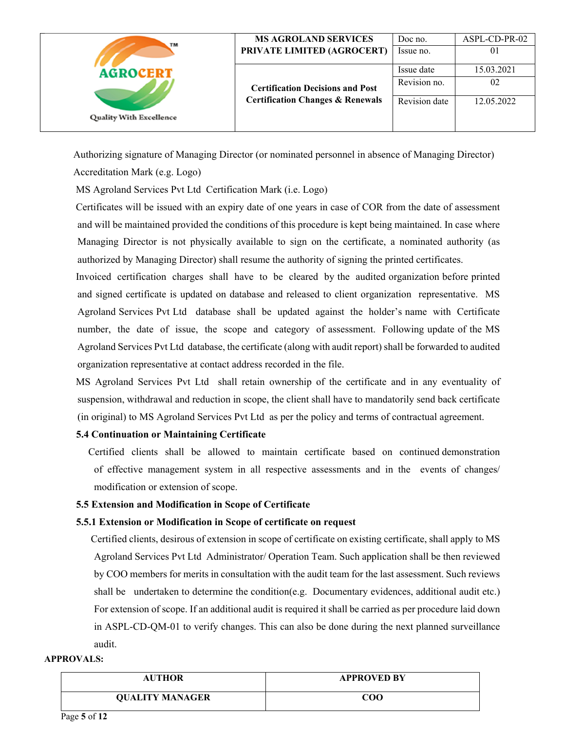Authorizing signature of Managing Director (or nominated personnel in absence of Managing Director)

Accreditation Mark (e.g. Logo)

MS Agroland Services Pvt Ltd Certification Mark (i.e. Logo)

Certificates will be issued with an expiry date of one years in case of COR from the date of assessment and will be maintained provided the conditions of this procedure is kept being maintained. In case where Managing Director is not physically available to sign on the certificate, a nominated authority (as authorized by Managing Director) shall resume the authority of signing the printed certificates.

Invoiced certification charges shall have to be cleared by the audited organization before printed and signed certificate is updated on database and released to client organization representative. MS Agroland Services Pvt Ltd database shall be updated against the holder's name with Certificate number, the date of issue, the scope and category of assessment. Following update of the MS Agroland Services Pvt Ltd database, the certificate (along with audit report) shall be forwarded to audited organization representative at contact address recorded in the file.

MS Agroland Services Pvt Ltd shall retain ownership of the certificate and in any eventuality of suspension, withdrawal and reduction in scope, the client shall have to mandatorily send back certificate (in original) to MS Agroland Services Pvt Ltd as per the policy and terms of contractual agreement.

**5.4 Continuation or Maintaining Certificate**

Certified clients shall be allowed to maintain certificate based on continued demonstration of effective management system in all respective assessments and in the events of changes/ modification or extension of scope.

**5.5 Extension and Modification in Scope of Certificate**

**5.5.1 Extension or Modification in Scope of certificate on request**

Certified clients, desirous of extension in scope of certificate on existing certificate, shall apply to MS Agroland Services Pvt Ltd Administrator/ Operation Team. Such application shall be then reviewed by COO members for merits in consultation with the audit team for the last assessment. Such reviews shall be undertaken to determine the condition(e.g. Documentary evidences, additional audit etc.) For extension of scope. If an additional audit is required it shall be carried as per procedure laid down in ASPL-CD-QM-01 to verify changes. This can also be done during the next planned surveillance audit.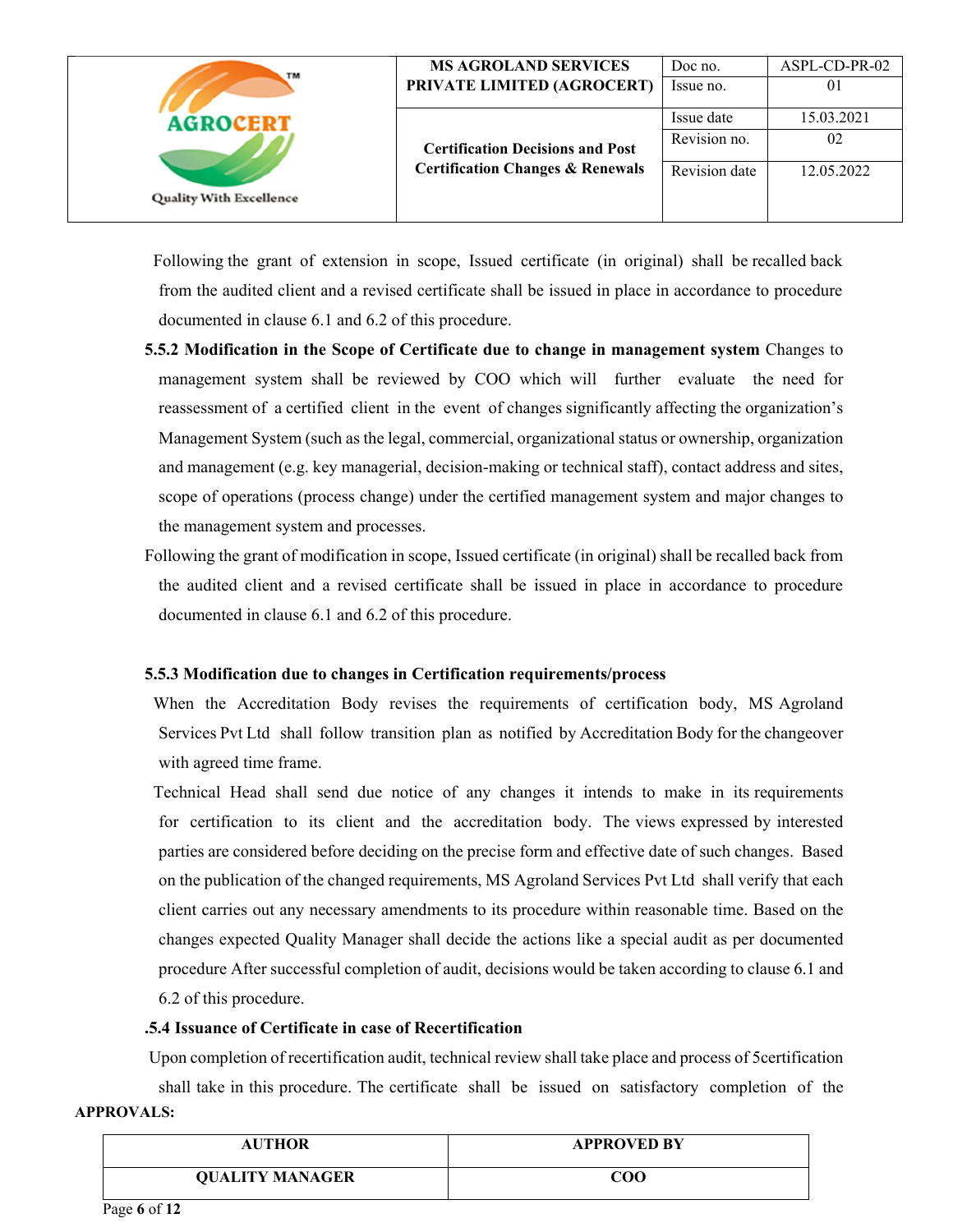Following the grant of extension in scope, Issued certificate (in original) shall be recalled back from the audited client and a revised certificate shall be issued in place in accordance to procedure documented in clause 6.1 and 6.2 of this procedure.

**5.5.2 Modification in the Scope of Certificate due to change in management system** Changes to management system shall be reviewed by COO which will further evaluate the need for reassessment of a certified client in the event of changes significantly affecting the organization's Management System (such as the legal, commercial, organizational status or ownership, organization and management (e.g. key managerial, decision-making or technical staff), contact address and sites, scope of operations (process change) under the certified management system and major changes to the management system and processes.

Following the grant of modification in scope, Issued certificate (in original) shall be recalled back from the audited client and a revised certificate shall be issued in place in accordance to procedure documented in clause 6.1 and 6.2 of this procedure.

**5.5.3 Modification due to changes in Certification requirements/process**

When the Accreditation Body revises the requirements of certification body, MS Agroland Services Pvt Ltd shall follow transition plan as notified by Accreditation Body for the changeover with agreed time frame.

Technical Head shall send due notice of any changes it intends to make in its requirements for certification to its client and the accreditation body. The views expressed by interested parties are considered before deciding on the precise form and effective date of such changes. Based on the publication of the changed requirements, MS Agroland Services Pvt Ltd shall verify that each client carries out any necessary amendments to its procedure within reasonable time. Based on the changes expected Quality Manager shall decide the actions like a special audit as per documented procedure After successful completion of audit, decisions would be taken according to clause 6.1 and 6.2 of this procedure.

**.5.4 Issuance of Certificate in case of Recertification**

Upon completion of recertification audit, technical review shall take place and process of 5certification shall take in this procedure. The certificate shall be issued on satisfactory completion of the

**APPROVALS:**

| AUTHOR | APPROVED BY |
|---|---|
| QUALITY MANAGER | COO |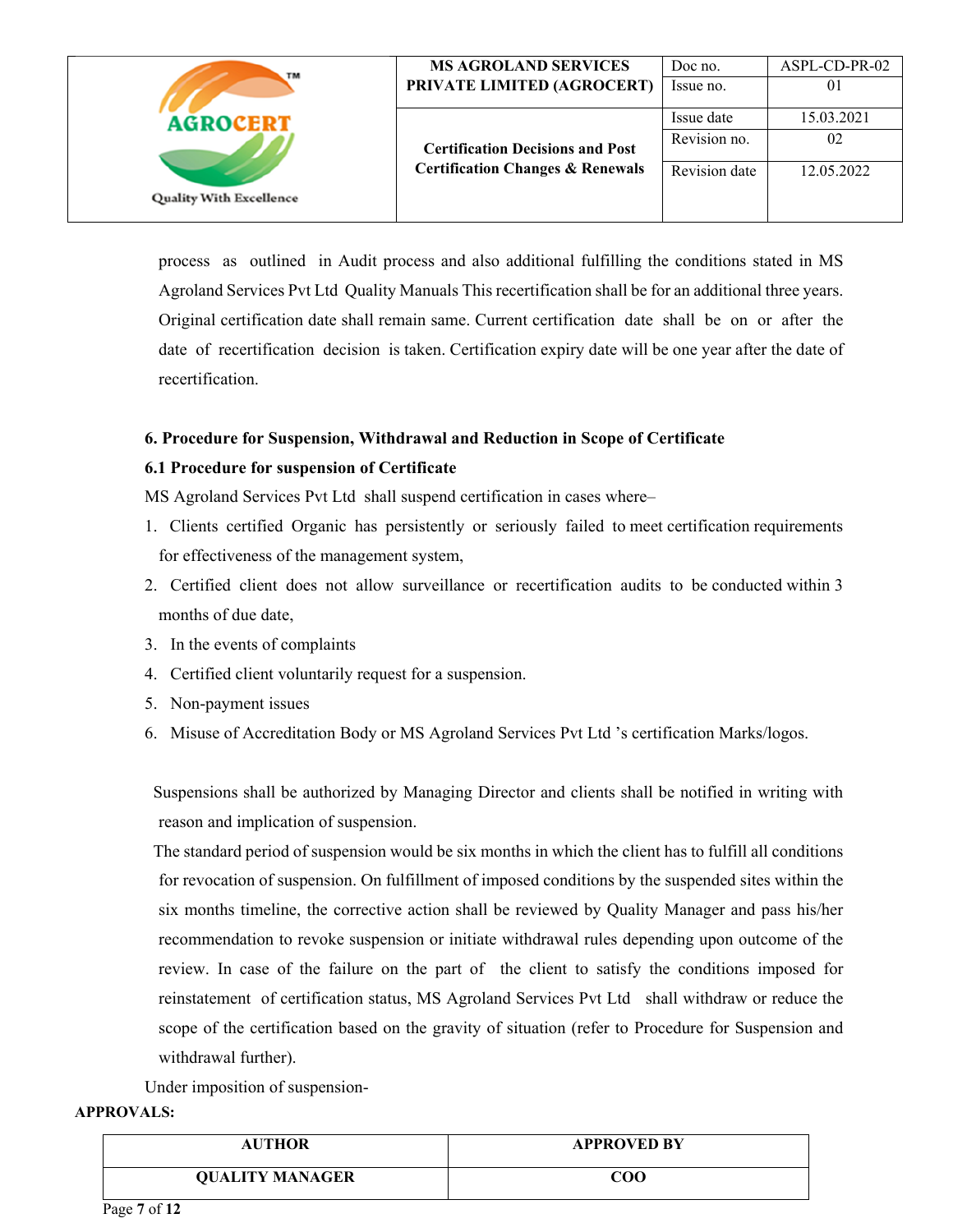process as outlined in Audit process and also additional fulfilling the conditions stated in MS Agroland Services Pvt Ltd Quality Manuals This recertification shall be for an additional three years. Original certification date shall remain same. Current certification date shall be on or after the date of recertification decision is taken. Certification expiry date will be one year after the date of recertification.

**6. Procedure for Suspension, Withdrawal and Reduction in Scope of Certificate**

**6.1 Procedure for suspension of Certificate**

MS Agroland Services Pvt Ltd shall suspend certification in cases where–

1. Clients certified Organic has persistently or seriously failed to meet certification requirements for effectiveness of the management system,
2. Certified client does not allow surveillance or recertification audits to be conducted within 3 months of due date,
3. In the events of complaints
4. Certified client voluntarily request for a suspension.
5. Non-payment issues
6. Misuse of Accreditation Body or MS Agroland Services Pvt Ltd 's certification Marks/logos.

Suspensions shall be authorized by Managing Director and clients shall be notified in writing with reason and implication of suspension.

The standard period of suspension would be six months in which the client has to fulfill all conditions for revocation of suspension. On fulfillment of imposed conditions by the suspended sites within the six months timeline, the corrective action shall be reviewed by Quality Manager and pass his/her recommendation to revoke suspension or initiate withdrawal rules depending upon outcome of the review. In case of the failure on the part of the client to satisfy the conditions imposed for reinstatement of certification status, MS Agroland Services Pvt Ltd shall withdraw or reduce the scope of the certification based on the gravity of situation (refer to Procedure for Suspension and withdrawal further).

Under imposition of suspension-

**APPROVALS:**

| AUTHOR | APPROVED BY |
|---|---|
| QUALITY MANAGER | COO |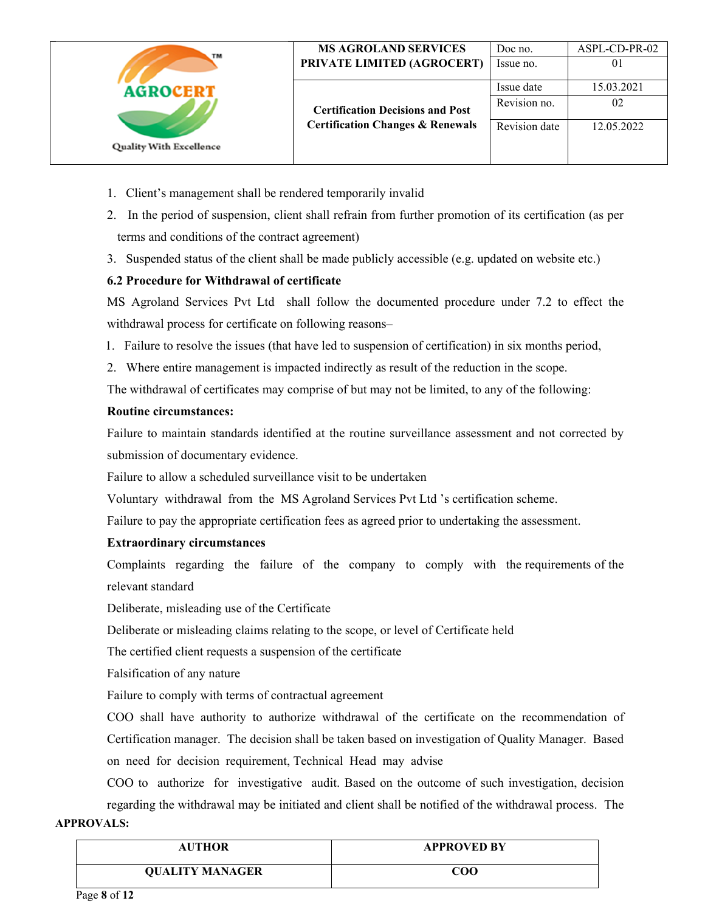1. Client's management shall be rendered temporarily invalid
2. In the period of suspension, client shall refrain from further promotion of its certification (as per terms and conditions of the contract agreement)
3. Suspended status of the client shall be made publicly accessible (e.g. updated on website etc.)

**6.2 Procedure for Withdrawal of certificate**

MS Agroland Services Pvt Ltd shall follow the documented procedure under 7.2 to effect the withdrawal process for certificate on following reasons–

1. Failure to resolve the issues (that have led to suspension of certification) in six months period,
2. Where entire management is impacted indirectly as result of the reduction in the scope.

The withdrawal of certificates may comprise of but may not be limited, to any of the following:

**Routine circumstances:**

Failure to maintain standards identified at the routine surveillance assessment and not corrected by submission of documentary evidence.

Failure to allow a scheduled surveillance visit to be undertaken

Voluntary withdrawal from the MS Agroland Services Pvt Ltd 's certification scheme.

Failure to pay the appropriate certification fees as agreed prior to undertaking the assessment.

**Extraordinary circumstances**

Complaints regarding the failure of the company to comply with the requirements of the relevant standard

Deliberate, misleading use of the Certificate

Deliberate or misleading claims relating to the scope, or level of Certificate held

The certified client requests a suspension of the certificate

Falsification of any nature

Failure to comply with terms of contractual agreement

COO shall have authority to authorize withdrawal of the certificate on the recommendation of Certification manager. The decision shall be taken based on investigation of Quality Manager. Based on need for decision requirement, Technical Head may advise COO to authorize for investigative audit. Based on the outcome of such investigation, decision regarding the withdrawal may be initiated and client shall be notified of the withdrawal process. The

**APPROVALS:**

| AUTHOR | APPROVED BY |
|---|---|
| QUALITY MANAGER | COO |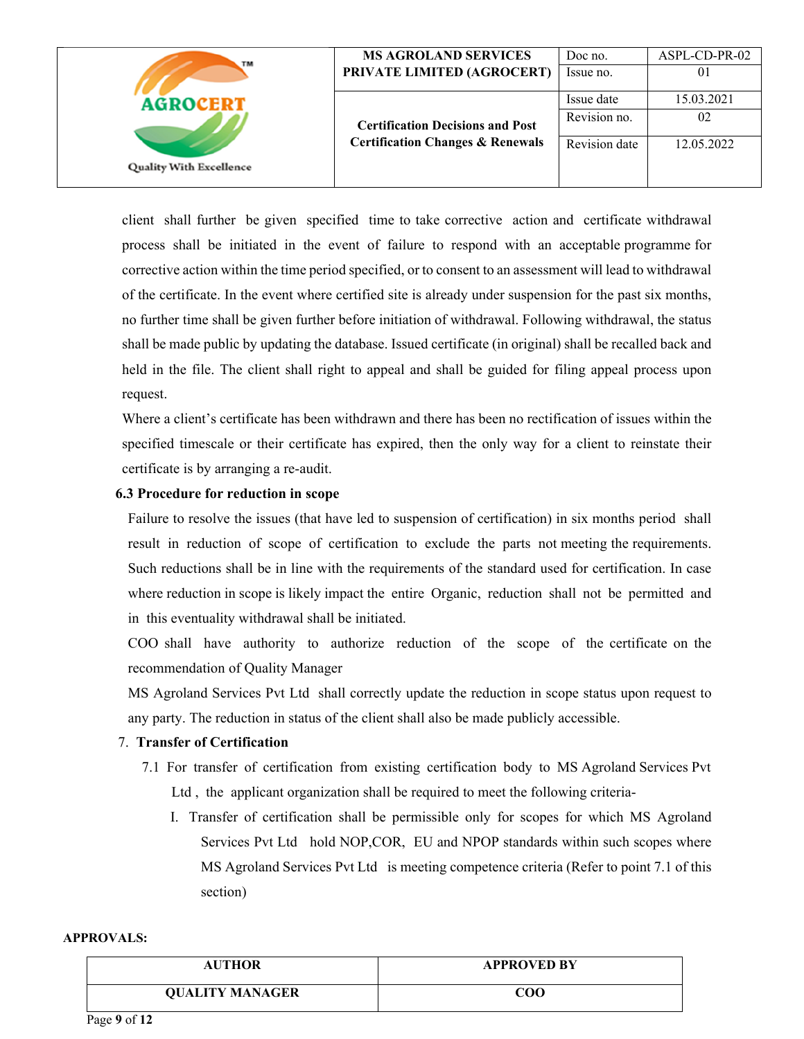client shall further be given specified time to take corrective action and certificate withdrawal process shall be initiated in the event of failure to respond with an acceptable programme for corrective action within the time period specified, or to consent to an assessment will lead to withdrawal of the certificate. In the event where certified site is already under suspension for the past six months, no further time shall be given further before initiation of withdrawal. Following withdrawal, the status shall be made public by updating the database. Issued certificate (in original) shall be recalled back and held in the file. The client shall right to appeal and shall be guided for filing appeal process upon request.

Where a client's certificate has been withdrawn and there has been no rectification of issues within the specified timescale or their certificate has expired, then the only way for a client to reinstate their certificate is by arranging a re-audit.

**6.3 Procedure for reduction in scope**

Failure to resolve the issues (that have led to suspension of certification) in six months period shall result in reduction of scope of certification to exclude the parts not meeting the requirements. Such reductions shall be in line with the requirements of the standard used for certification. In case where reduction in scope is likely impact the entire Organic, reduction shall not be permitted and in this eventuality withdrawal shall be initiated.

COO shall have authority to authorize reduction of the scope of the certificate on the recommendation of Quality Manager

MS Agroland Services Pvt Ltd shall correctly update the reduction in scope status upon request to any party. The reduction in status of the client shall also be made publicly accessible.

7. **Transfer of Certification**

7.1 For transfer of certification from existing certification body to MS Agroland Services Pvt Ltd , the applicant organization shall be required to meet the following criteria-

I. Transfer of certification shall be permissible only for scopes for which MS Agroland Services Pvt Ltd hold NOP,COR, EU and NPOP standards within such scopes where MS Agroland Services Pvt Ltd is meeting competence criteria (Refer to point 7.1 of this section)

**APPROVALS:**

| AUTHOR | APPROVED BY |
|---|---|
| QUALITY MANAGER | COO |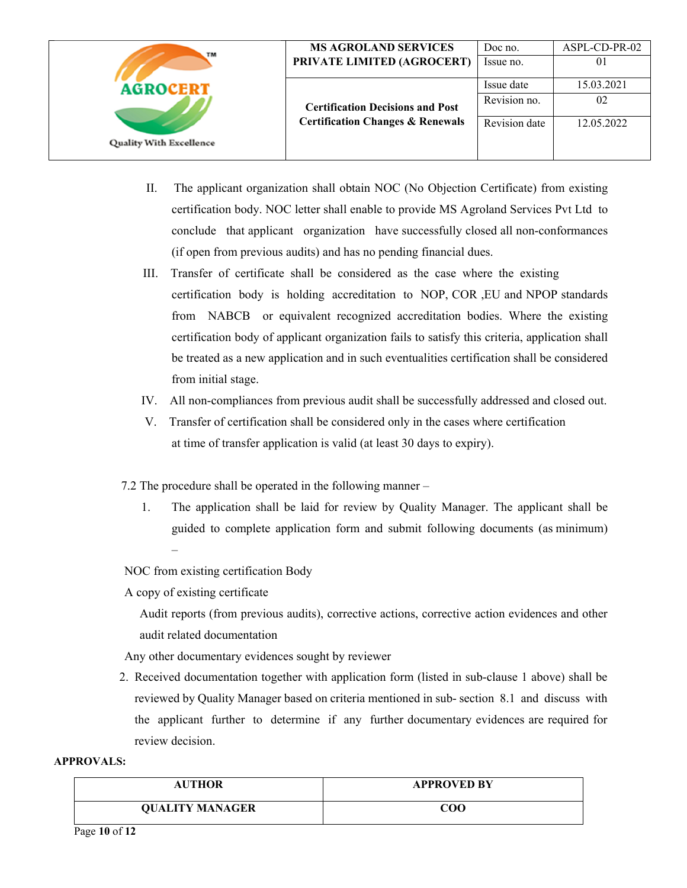II. The applicant organization shall obtain NOC (No Objection Certificate) from existing certification body. NOC letter shall enable to provide MS Agroland Services Pvt Ltd to conclude that applicant organization have successfully closed all non-conformances (if open from previous audits) and has no pending financial dues.

III. Transfer of certificate shall be considered as the case where the existing certification body is holding accreditation to NOP, COR ,EU and NPOP standards from NABCB or equivalent recognized accreditation bodies. Where the existing certification body of applicant organization fails to satisfy this criteria, application shall be treated as a new application and in such eventualities certification shall be considered from initial stage.

IV. All non-compliances from previous audit shall be successfully addressed and closed out.

V. Transfer of certification shall be considered only in the cases where certification at time of transfer application is valid (at least 30 days to expiry).

7.2 The procedure shall be operated in the following manner –

1. The application shall be laid for review by Quality Manager. The applicant shall be guided to complete application form and submit following documents (as minimum) –

NOC from existing certification Body

A copy of existing certificate

Audit reports (from previous audits), corrective actions, corrective action evidences and other audit related documentation

Any other documentary evidences sought by reviewer

2. Received documentation together with application form (listed in sub-clause 1 above) shall be reviewed by Quality Manager based on criteria mentioned in sub- section 8.1 and discuss with the applicant further to determine if any further documentary evidences are required for review decision.

**APPROVALS:**

| AUTHOR | APPROVED BY |
|---|---|
| QUALITY MANAGER | COO |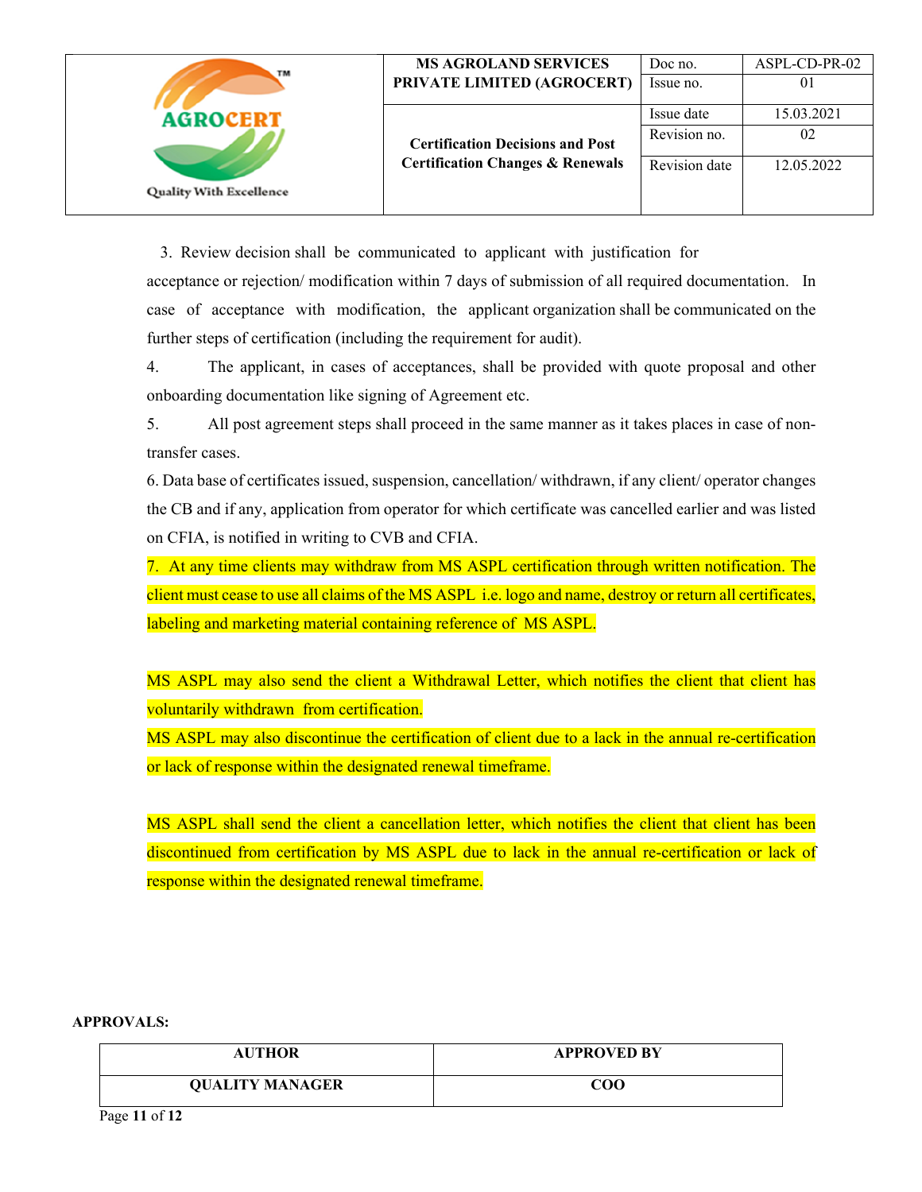3. Review decision shall be communicated to applicant with justification for acceptance or rejection/ modification within 7 days of submission of all required documentation. In case of acceptance with modification, the applicant organization shall be communicated on the further steps of certification (including the requirement for audit).

4. The applicant, in cases of acceptances, shall be provided with quote proposal and other onboarding documentation like signing of Agreement etc.

5. All post agreement steps shall proceed in the same manner as it takes places in case of non-transfer cases.

6. Data base of certificates issued, suspension, cancellation/ withdrawn, if any client/ operator changes the CB and if any, application from operator for which certificate was cancelled earlier and was listed on CFIA, is notified in writing to CVB and CFIA.

7. At any time clients may withdraw from MS ASPL certification through written notification. The client must cease to use all claims of the MS ASPL i.e. logo and name, destroy or return all certificates, labeling and marketing material containing reference of MS ASPL.

MS ASPL may also send the client a Withdrawal Letter, which notifies the client that client has voluntarily withdrawn from certification.

MS ASPL may also discontinue the certification of client due to a lack in the annual re-certification or lack of response within the designated renewal timeframe.

MS ASPL shall send the client a cancellation letter, which notifies the client that client has been discontinued from certification by MS ASPL due to lack in the annual re-certification or lack of response within the designated renewal timeframe.

**APPROVALS:**

| AUTHOR | APPROVED BY |
|---|---|
| QUALITY MANAGER | COO |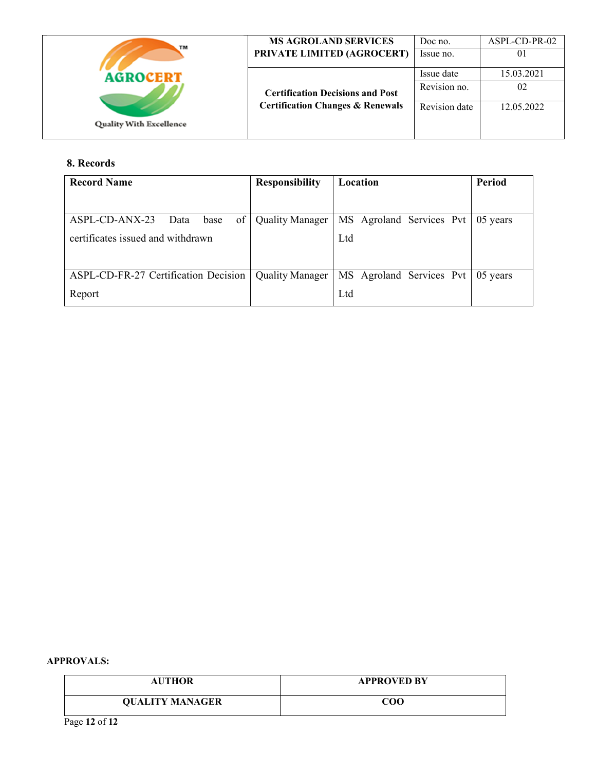## 8. Records

| Record Name | Responsibility | Location | Period |
|---|---|---|---|
| ASPL-CD-ANX-23 Data base of certificates issued and withdrawn | Quality Manager | MS Agroland Services Pvt Ltd | 05 years |
| ASPL-CD-FR-27 Certification Decision Report | Quality Manager | MS Agroland Services Pvt Ltd | 05 years |

**APPROVALS:**

| AUTHOR | APPROVED BY |
|---|---|
| QUALITY MANAGER | COO |